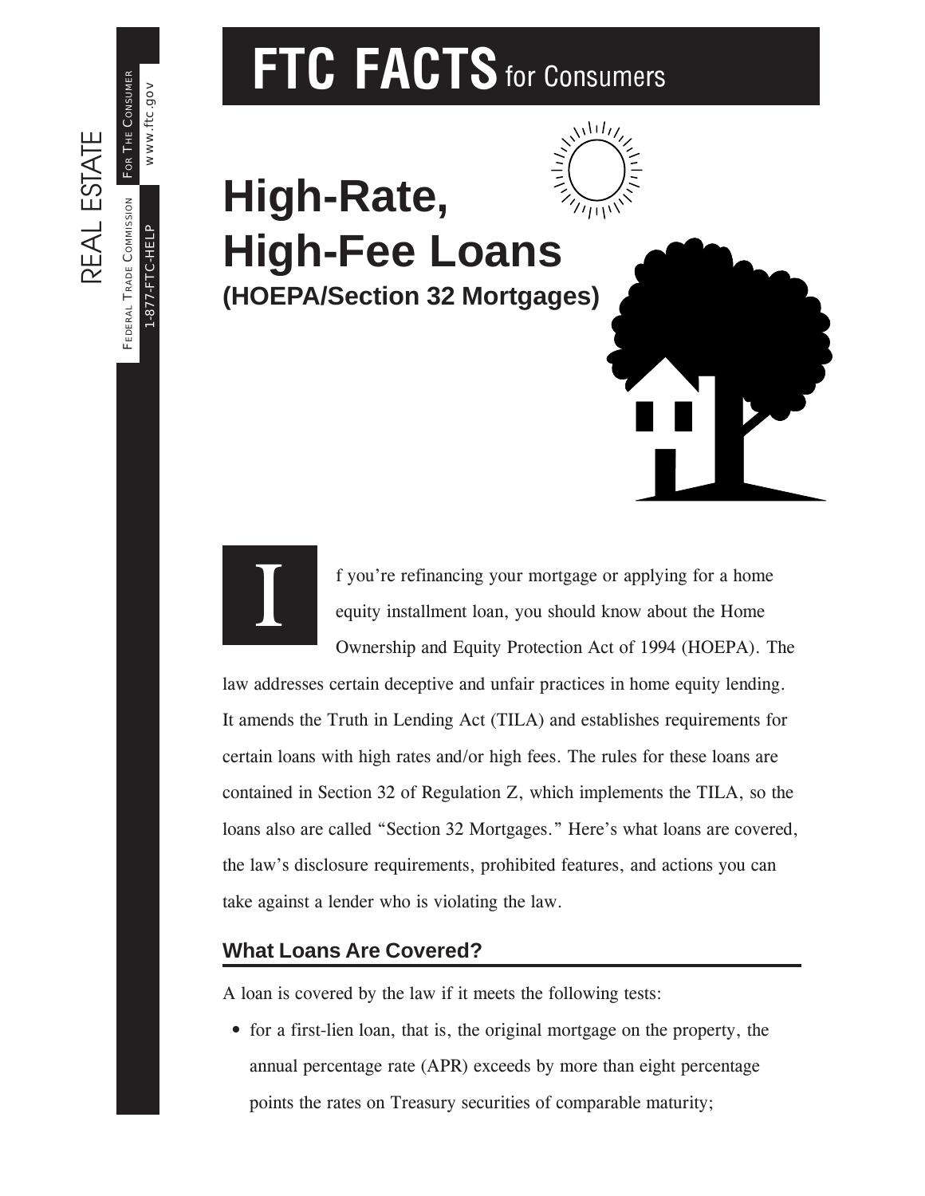# FTC FACTS for Consumers

# High-Rate, High-Fee Loans

## (HOEPA/Section 32 Mortgages)

If you're refinancing your mortgage or applying for a home equity installment loan, you should know about the Home Ownership and Equity Protection Act of 1994 (HOEPA). The law addresses certain deceptive and unfair practices in home equity lending. It amends the Truth in Lending Act (TILA) and establishes requirements for certain loans with high rates and/or high fees. The rules for these loans are contained in Section 32 of Regulation Z, which implements the TILA, so the loans also are called "Section 32 Mortgages." Here's what loans are covered, the law's disclosure requirements, prohibited features, and actions you can take against a lender who is violating the law.

### What Loans Are Covered?

A loan is covered by the law if it meets the following tests:

- for a first-lien loan, that is, the original mortgage on the property, the annual percentage rate (APR) exceeds by more than eight percentage points the rates on Treasury securities of comparable maturity;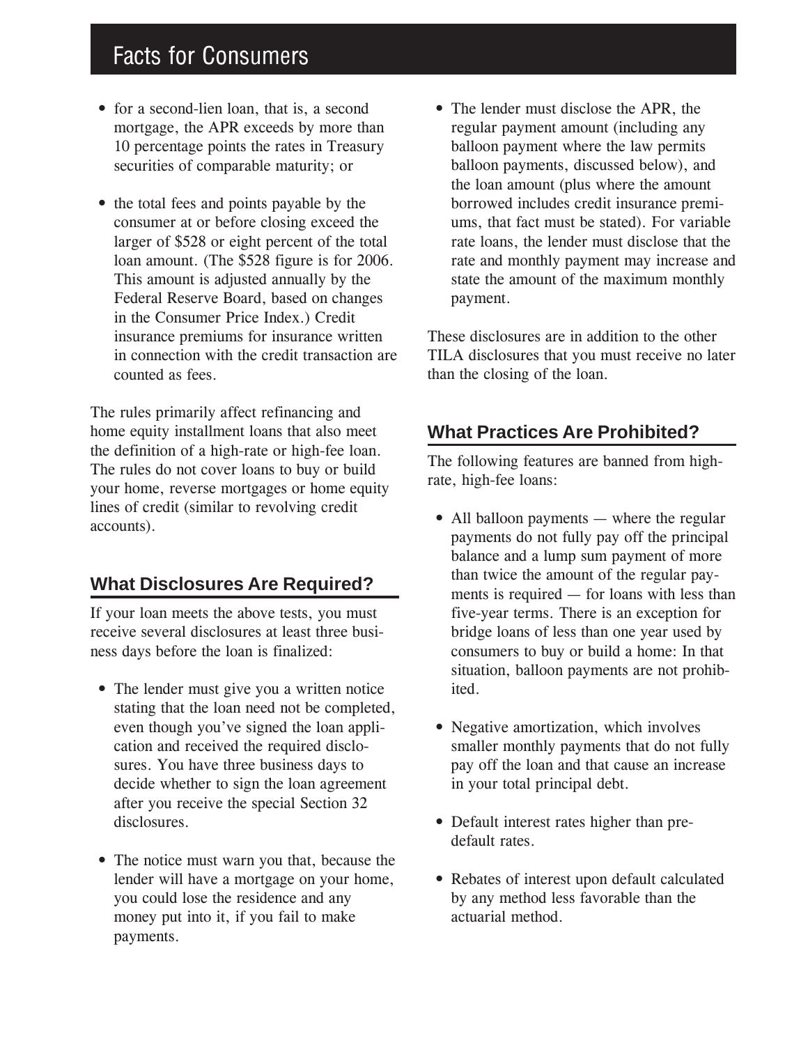- for a second-lien loan, that is, a second mortgage, the APR exceeds by more than 10 percentage points the rates in Treasury securities of comparable maturity; or

- the total fees and points payable by the consumer at or before closing exceed the larger of $528 or eight percent of the total loan amount. (The $528 figure is for 2006. This amount is adjusted annually by the Federal Reserve Board, based on changes in the Consumer Price Index.) Credit insurance premiums for insurance written in connection with the credit transaction are counted as fees.

The rules primarily affect refinancing and home equity installment loans that also meet the definition of a high-rate or high-fee loan. The rules do not cover loans to buy or build your home, reverse mortgages or home equity lines of credit (similar to revolving credit accounts).

## What Disclosures Are Required?

If your loan meets the above tests, you must receive several disclosures at least three business days before the loan is finalized:

- The lender must give you a written notice stating that the loan need not be completed, even though you've signed the loan application and received the required disclosures. You have three business days to decide whether to sign the loan agreement after you receive the special Section 32 disclosures.

- The notice must warn you that, because the lender will have a mortgage on your home, you could lose the residence and any money put into it, if you fail to make payments.

- The lender must disclose the APR, the regular payment amount (including any balloon payment where the law permits balloon payments, discussed below), and the loan amount (plus where the amount borrowed includes credit insurance premiums, that fact must be stated). For variable rate loans, the lender must disclose that the rate and monthly payment may increase and state the amount of the maximum monthly payment.

These disclosures are in addition to the other TILA disclosures that you must receive no later than the closing of the loan.

## What Practices Are Prohibited?

The following features are banned from high-rate, high-fee loans:

- All balloon payments — where the regular payments do not fully pay off the principal balance and a lump sum payment of more than twice the amount of the regular payments is required — for loans with less than five-year terms. There is an exception for bridge loans of less than one year used by consumers to buy or build a home: In that situation, balloon payments are not prohibited.

- Negative amortization, which involves smaller monthly payments that do not fully pay off the loan and that cause an increase in your total principal debt.

- Default interest rates higher than pre-default rates.

- Rebates of interest upon default calculated by any method less favorable than the actuarial method.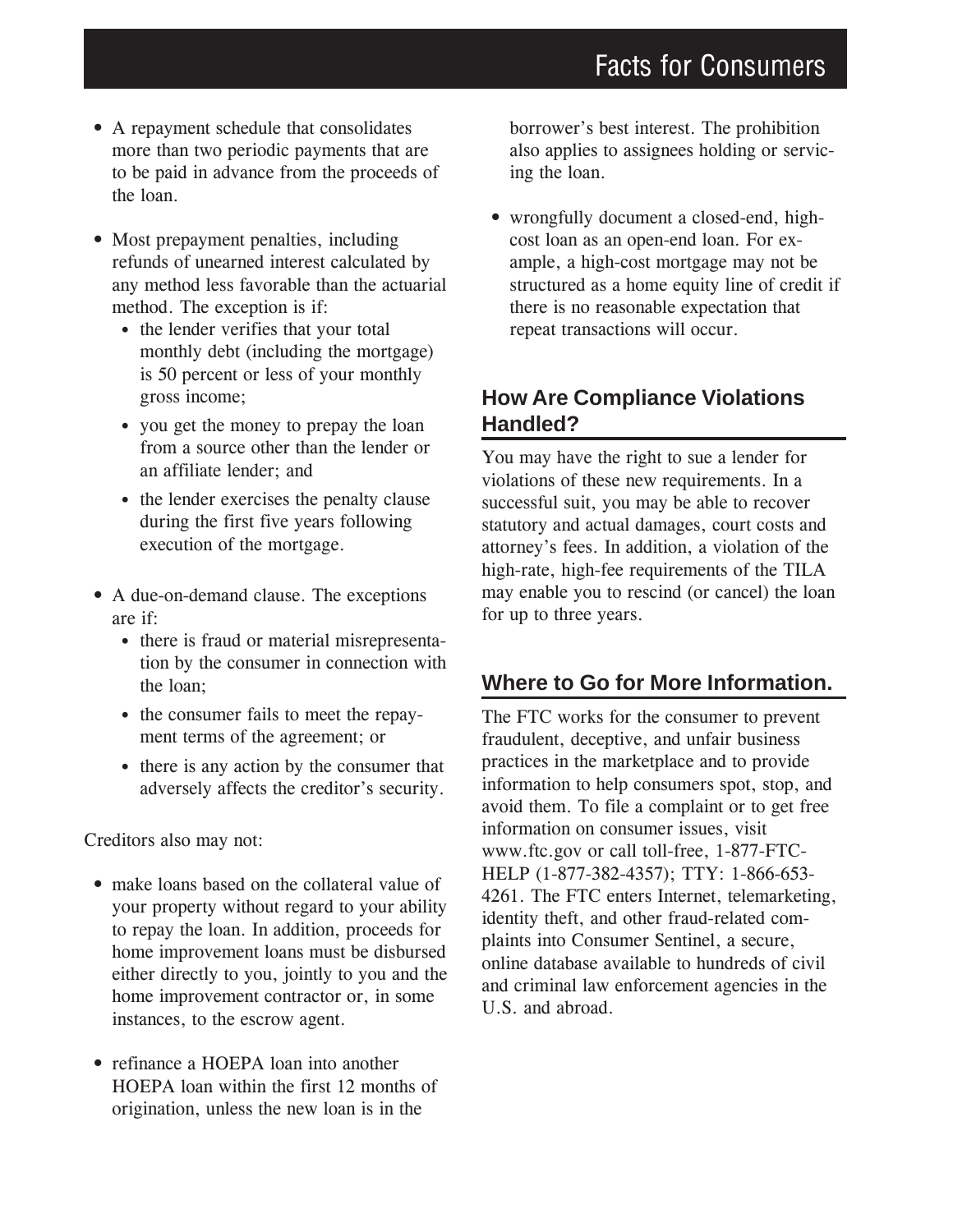- A repayment schedule that consolidates more than two periodic payments that are to be paid in advance from the proceeds of the loan.
- Most prepayment penalties, including refunds of unearned interest calculated by any method less favorable than the actuarial method. The exception is if:
  - the lender verifies that your total monthly debt (including the mortgage) is 50 percent or less of your monthly gross income;
  - you get the money to prepay the loan from a source other than the lender or an affiliate lender; and
  - the lender exercises the penalty clause during the first five years following execution of the mortgage.
- A due-on-demand clause. The exceptions are if:
  - there is fraud or material misrepresentation by the consumer in connection with the loan;
  - the consumer fails to meet the repayment terms of the agreement; or
  - there is any action by the consumer that adversely affects the creditor's security.

Creditors also may not:

- make loans based on the collateral value of your property without regard to your ability to repay the loan. In addition, proceeds for home improvement loans must be disbursed either directly to you, jointly to you and the home improvement contractor or, in some instances, to the escrow agent.
- refinance a HOEPA loan into another HOEPA loan within the first 12 months of origination, unless the new loan is in the borrower's best interest. The prohibition also applies to assignees holding or servicing the loan.
- wrongfully document a closed-end, high-cost loan as an open-end loan. For example, a high-cost mortgage may not be structured as a home equity line of credit if there is no reasonable expectation that repeat transactions will occur.

## How Are Compliance Violations Handled?

You may have the right to sue a lender for violations of these new requirements. In a successful suit, you may be able to recover statutory and actual damages, court costs and attorney's fees. In addition, a violation of the high-rate, high-fee requirements of the TILA may enable you to rescind (or cancel) the loan for up to three years.

## Where to Go for More Information.

The FTC works for the consumer to prevent fraudulent, deceptive, and unfair business practices in the marketplace and to provide information to help consumers spot, stop, and avoid them. To file a complaint or to get free information on consumer issues, visit www.ftc.gov or call toll-free, 1-877-FTC-HELP (1-877-382-4357); TTY: 1-866-653-4261. The FTC enters Internet, telemarketing, identity theft, and other fraud-related complaints into Consumer Sentinel, a secure, online database available to hundreds of civil and criminal law enforcement agencies in the U.S. and abroad.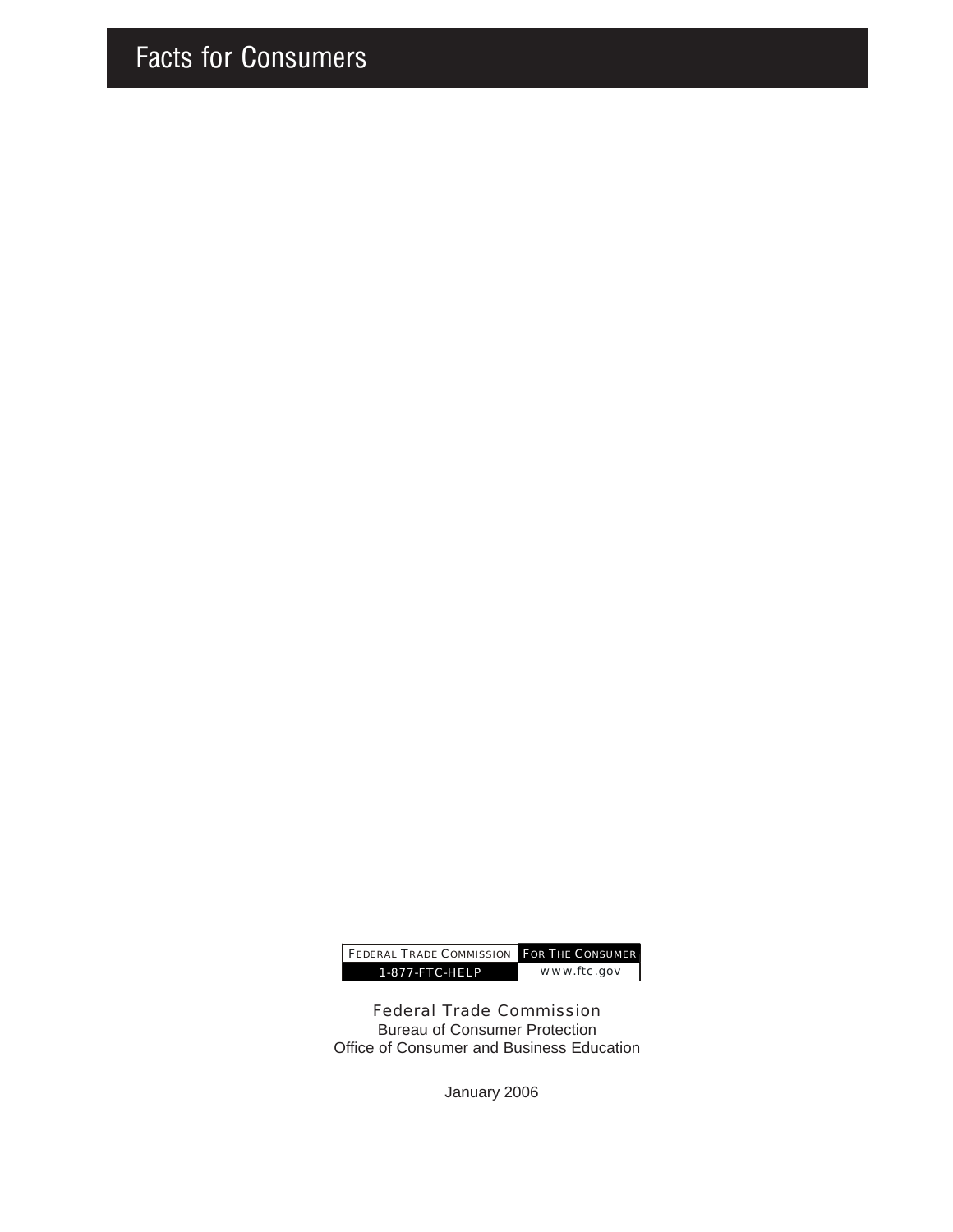# Facts for Consumers

| | |
|---|---|
| FEDERAL TRADE COMMISSION | FOR THE CONSUMER |
| 1-877-FTC-HELP | www.ftc.gov |

Federal Trade Commission
Bureau of Consumer Protection
Office of Consumer and Business Education

January 2006